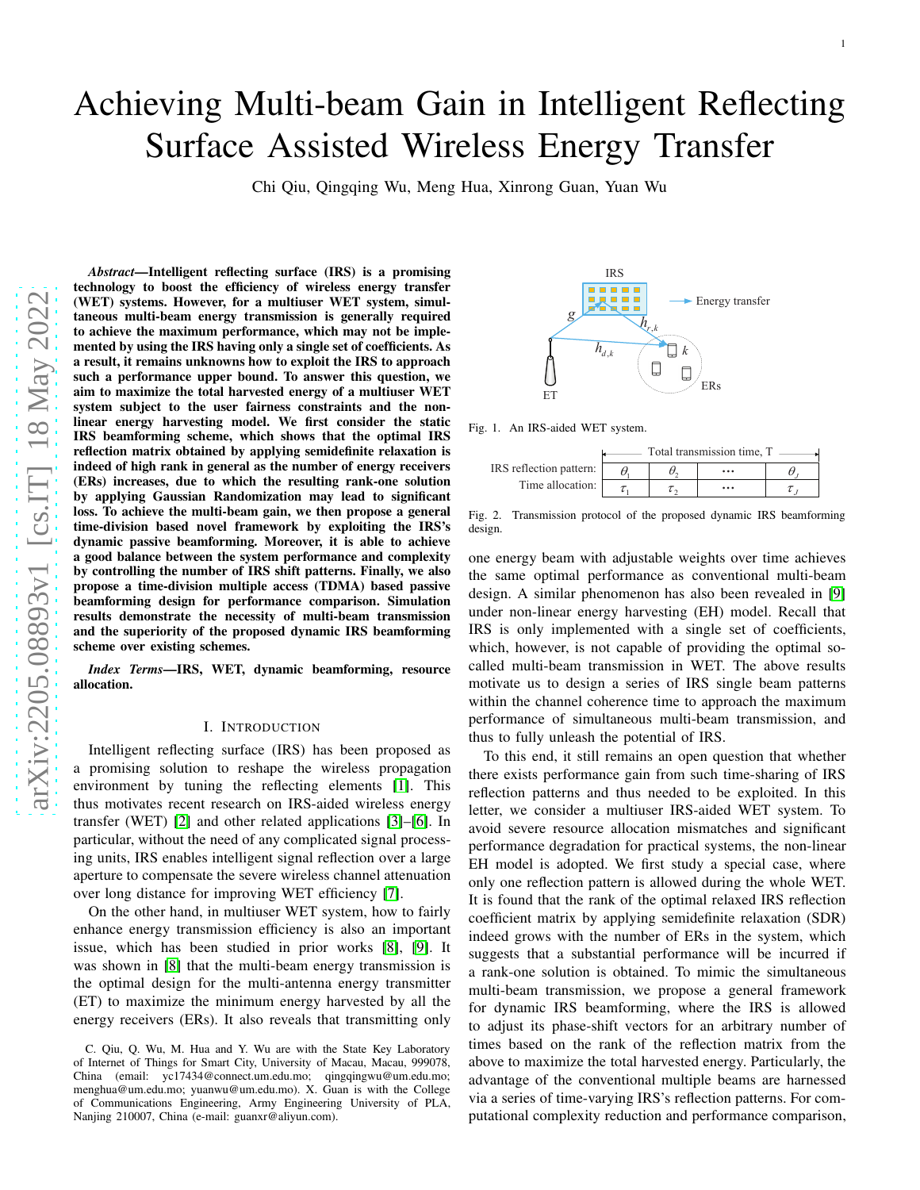# Achieving Multi-beam Gain in Intelligent Reflecting Surface Assisted Wireless Energy Transfer

Chi Qiu, Qingqing Wu, Meng Hua, Xinrong Guan, Yuan Wu

***Abstract*—Intelligent reflecting surface (IRS) is a promising technology to boost the efficiency of wireless energy transfer (WET) systems. However, for a multiuser WET system, simultaneous multi-beam energy transmission is generally required to achieve the maximum performance, which may not be implemented by using the IRS having only a single set of coefficients. As a result, it remains unknowns how to exploit the IRS to approach such a performance upper bound. To answer this question, we aim to maximize the total harvested energy of a multiuser WET system subject to the user fairness constraints and the non-linear energy harvesting model. We first consider the static IRS beamforming scheme, which shows that the optimal IRS reflection matrix obtained by applying semidefinite relaxation is indeed of high rank in general as the number of energy receivers (ERs) increases, due to which the resulting rank-one solution by applying Gaussian Randomization may lead to significant loss. To achieve the multi-beam gain, we then propose a general time-division based novel framework by exploiting the IRS's dynamic passive beamforming. Moreover, it is able to achieve a good balance between the system performance and complexity by controlling the number of IRS shift patterns. Finally, we also propose a time-division multiple access (TDMA) based passive beamforming design for performance comparison. Simulation results demonstrate the necessity of multi-beam transmission and the superiority of the proposed dynamic IRS beamforming scheme over existing schemes.**

***Index Terms*—IRS, WET, dynamic beamforming, resource allocation.**

## I. Introduction

Intelligent reflecting surface (IRS) has been proposed as a promising solution to reshape the wireless propagation environment by tuning the reflecting elements [1]. This thus motivates recent research on IRS-aided wireless energy transfer (WET) [2] and other related applications [3]–[6]. In particular, without the need of any complicated signal processing units, IRS enables intelligent signal reflection over a large aperture to compensate the severe wireless channel attenuation over long distance for improving WET efficiency [7].

On the other hand, in multiuser WET system, how to fairly enhance energy transmission efficiency is also an important issue, which has been studied in prior works [8], [9]. It was shown in [8] that the multi-beam energy transmission is the optimal design for the multi-antenna energy transmitter (ET) to maximize the minimum energy harvested by all the energy receivers (ERs). It also reveals that transmitting only one energy beam with adjustable weights over time achieves the same optimal performance as conventional multi-beam design. A similar phenomenon has also been revealed in [9] under non-linear energy harvesting (EH) model. Recall that IRS is only implemented with a single set of coefficients, which, however, is not capable of providing the optimal so-called multi-beam transmission in WET. The above results motivate us to design a series of IRS single beam patterns within the channel coherence time to approach the maximum performance of simultaneous multi-beam transmission, and thus to fully unleash the potential of IRS.

Fig. 1. An IRS-aided WET system.

| | Total transmission time, T | | | |
|---|---|---|---|---|
| IRS reflection pattern: | $\theta_1$ | $\theta_2$ | $\cdots$ | $\theta_J$ |
| Time allocation: | $\tau_1$ | $\tau_2$ | $\cdots$ | $\tau_J$ |

Fig. 2. Transmission protocol of the proposed dynamic IRS beamforming design.

To this end, it still remains an open question that whether there exists performance gain from such time-sharing of IRS reflection patterns and thus needed to be exploited. In this letter, we consider a multiuser IRS-aided WET system. To avoid severe resource allocation mismatches and significant performance degradation for practical systems, the non-linear EH model is adopted. We first study a special case, where only one reflection pattern is allowed during the whole WET. It is found that the rank of the optimal relaxed IRS reflection coefficient matrix by applying semidefinite relaxation (SDR) indeed grows with the number of ERs in the system, which suggests that a substantial performance will be incurred if a rank-one solution is obtained. To mimic the simultaneous multi-beam transmission, we propose a general framework for dynamic IRS beamforming, where the IRS is allowed to adjust its phase-shift vectors for an arbitrary number of times based on the rank of the reflection matrix from the above to maximize the total harvested energy. Particularly, the advantage of the conventional multiple beams are harnessed via a series of time-varying IRS's reflection patterns. For computational complexity reduction and performance comparison,

C. Qiu, Q. Wu, M. Hua and Y. Wu are with the State Key Laboratory of Internet of Things for Smart City, University of Macau, Macau, 999078, China (email: yc17434@connect.um.edu.mo; qingqingwu@um.edu.mo; menghua@um.edu.mo; yuanwu@um.edu.mo). X. Guan is with the College of Communications Engineering, Army Engineering University of PLA, Nanjing 210007, China (e-mail: guanxr@aliyun.com).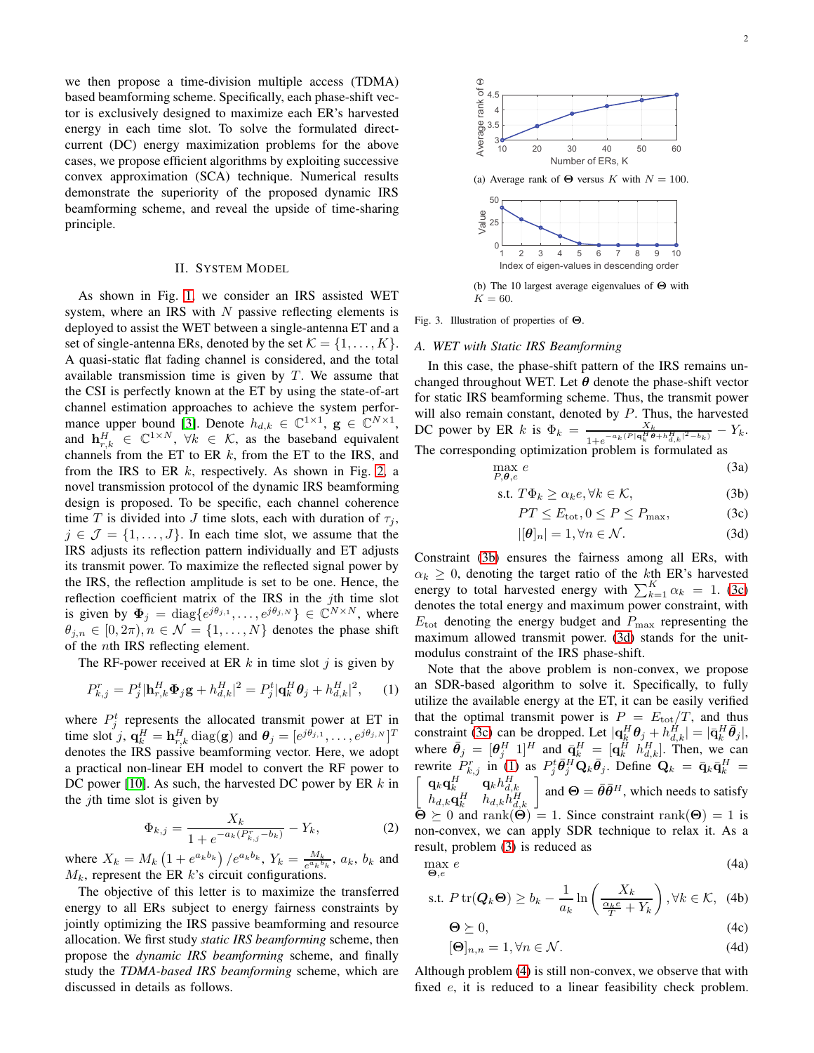we then propose a time-division multiple access (TDMA) based beamforming scheme. Specifically, each phase-shift vector is exclusively designed to maximize each ER's harvested energy in each time slot. To solve the formulated direct-current (DC) energy maximization problems for the above cases, we propose efficient algorithms by exploiting successive convex approximation (SCA) technique. Numerical results demonstrate the superiority of the proposed dynamic IRS beamforming scheme, and reveal the upside of time-sharing principle.

## II. System Model

As shown in Fig. 1, we consider an IRS assisted WET system, where an IRS with $N$ passive reflecting elements is deployed to assist the WET between a single-antenna ET and a set of single-antenna ERs, denoted by the set $\mathcal{K} = \{1, \ldots, K\}$. A quasi-static flat fading channel is considered, and the total available transmission time is given by $T$. We assume that the CSI is perfectly known at the ET by using the state-of-art channel estimation approaches to achieve the system performance upper bound [3]. Denote $h_{d,k} \in \mathbb{C}^{1\times 1}$, $\mathbf{g} \in \mathbb{C}^{N\times 1}$, and $\mathbf{h}_{r,k}^H \in \mathbb{C}^{1\times N}$, $\forall k \in \mathcal{K}$, as the baseband equivalent channels from the ET to ER $k$, from the ET to the IRS, and from the IRS to ER $k$, respectively. As shown in Fig. 2, a novel transmission protocol of the dynamic IRS beamforming design is proposed. To be specific, each channel coherence time $T$ is divided into $J$ time slots, each with duration of $\tau_j$, $j \in \mathcal{J} = \{1, \ldots, J\}$. In each time slot, we assume that the IRS adjusts its reflection pattern individually and ET adjusts its transmit power. To maximize the reflected signal power by the IRS, the reflection amplitude is set to be one. Hence, the reflection coefficient matrix of the IRS in the $j$th time slot is given by $\mathbf{\Phi}_j = \mathrm{diag}\{e^{j\theta_{j,1}}, \ldots, e^{j\theta_{j,N}}\} \in \mathbb{C}^{N\times N}$, where $\theta_{j,n} \in [0, 2\pi), n \in \mathcal{N} = \{1, \ldots, N\}$ denotes the phase shift of the $n$th IRS reflecting element.

The RF-power received at ER $k$ in time slot $j$ is given by

$$P_{k,j}^r = P_j^t |\mathbf{h}_{r,k}^H \mathbf{\Phi}_j \mathbf{g} + h_{d,k}^H|^2 = P_j^t |\mathbf{q}_k^H \boldsymbol{\theta}_j + h_{d,k}^H|^2, \quad (1)$$

where $P_j^t$ represents the allocated transmit power at ET in time slot $j$, $\mathbf{q}_k^H = \mathbf{h}_{r,k}^H \mathrm{diag}(\mathbf{g})$ and $\boldsymbol{\theta}_j = [e^{j\theta_{j,1}}, \ldots, e^{j\theta_{j,N}}]^T$ denotes the IRS passive beamforming vector. Here, we adopt a practical non-linear EH model to convert the RF power to DC power [10]. As such, the harvested DC power by ER $k$ in the $j$th time slot is given by

$$\Phi_{k,j} = \frac{X_k}{1 + e^{-a_k(P_{k,j}^r - b_k)}} - Y_k, \quad (2)$$

where $X_k = M_k\left(1 + e^{a_k b_k}\right)/e^{a_k b_k}$, $Y_k = \frac{M_k}{e^{a_k b_k}}$, $a_k$, $b_k$ and $M_k$, represent the ER $k$'s circuit configurations.

The objective of this letter is to maximize the transferred energy to all ERs subject to energy fairness constraints by jointly optimizing the IRS passive beamforming and resource allocation. We first study *static IRS beamforming* scheme, then propose the *dynamic IRS beamforming* scheme, and finally study the *TDMA-based IRS beamforming* scheme, which are discussed in details as follows.

(a) Average rank of $\mathbf{\Theta}$ versus $K$ with $N = 100$.

(b) The 10 largest average eigenvalues of $\mathbf{\Theta}$ with $K = 60$.

Fig. 3. Illustration of properties of $\mathbf{\Theta}$.

### A. WET with Static IRS Beamforming

In this case, the phase-shift pattern of the IRS remains unchanged throughout WET. Let $\boldsymbol{\theta}$ denote the phase-shift vector for static IRS beamforming scheme. Thus, the transmit power will also remain constant, denoted by $P$. Thus, the harvested DC power by ER $k$ is $\Phi_k = \frac{X_k}{1+e^{-a_k(P|\mathbf{q}_k^H\boldsymbol{\theta}+h_{d,k}^H|^2-b_k)}} - Y_k$. The corresponding optimization problem is formulated as

$$\max_{P,\boldsymbol{\theta},e} \ e \quad (3a)$$

$$\text{s.t. } T\Phi_k \geq \alpha_k e, \forall k \in \mathcal{K}, \quad (3b)$$

$$PT \leq E_{\mathrm{tot}}, 0 \leq P \leq P_{\max}, \quad (3c)$$

$$|[\boldsymbol{\theta}]_n| = 1, \forall n \in \mathcal{N}. \quad (3d)$$

Constraint (3b) ensures the fairness among all ERs, with $\alpha_k \geq 0$, denoting the target ratio of the $k$th ER's harvested energy to total harvested energy with $\sum_{k=1}^K \alpha_k = 1$. (3c) denotes the total energy and maximum power constraint, with $E_{\mathrm{tot}}$ denoting the energy budget and $P_{\max}$ representing the maximum allowed transmit power. (3d) stands for the unit-modulus constraint of the IRS phase-shift.

Note that the above problem is non-convex, we propose an SDR-based algorithm to solve it. Specifically, to fully utilize the available energy at the ET, it can be easily verified that the optimal transmit power is $P = E_{\mathrm{tot}}/T$, and thus constraint (3c) can be dropped. Let $|\mathbf{q}_k^H\boldsymbol{\theta}_j + h_{d,k}^H| = |\bar{\mathbf{q}}_k^H\bar{\boldsymbol{\theta}}_j|$, where $\bar{\boldsymbol{\theta}}_j = [\boldsymbol{\theta}_j^H \ 1]^H$ and $\bar{\mathbf{q}}_k^H = [\mathbf{q}_k^H \ h_{d,k}^H]$. Then, we can rewrite $P_{k,j}^r$ in (1) as $P_j^t \bar{\boldsymbol{\theta}}_j^H \mathbf{Q}_k \bar{\boldsymbol{\theta}}_j$. Define $\mathbf{Q}_k = \bar{\mathbf{q}}_k\bar{\mathbf{q}}_k^H = \begin{bmatrix} \mathbf{q}_k\mathbf{q}_k^H & \mathbf{q}_k h_{d,k}^H \\ h_{d,k}\mathbf{q}_k^H & h_{d,k}h_{d,k}^H \end{bmatrix}$ and $\mathbf{\Theta} = \bar{\boldsymbol{\theta}}\bar{\boldsymbol{\theta}}^H$, which needs to satisfy $\mathbf{\Theta} \succeq 0$ and $\mathrm{rank}(\mathbf{\Theta}) = 1$. Since constraint $\mathrm{rank}(\mathbf{\Theta}) = 1$ is non-convex, we can apply SDR technique to relax it. As a result, problem (3) is reduced as

$$\max_{\mathbf{\Theta},e} \ e \quad (4a)$$

$$\text{s.t. } P\,\mathrm{tr}(\boldsymbol{Q}_k\mathbf{\Theta}) \geq b_k - \frac{1}{a_k}\ln\left(\frac{X_k}{\frac{\alpha_k e}{T} + Y_k}\right), \forall k \in \mathcal{K}, \quad (4b)$$

$$\mathbf{\Theta} \succeq 0, \quad (4c)$$

$$[\mathbf{\Theta}]_{n,n} = 1, \forall n \in \mathcal{N}. \quad (4d)$$

Although problem (4) is still non-convex, we observe that with fixed $e$, it is reduced to a linear feasibility check problem.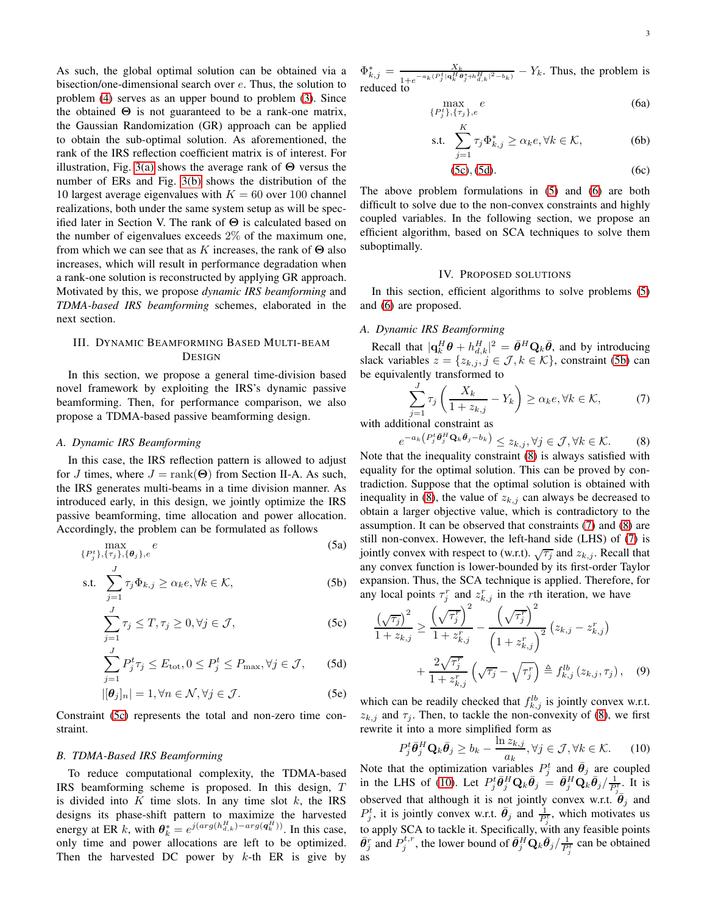As such, the global optimal solution can be obtained via a bisection/one-dimensional search over $e$. Thus, the solution to problem (4) serves as an upper bound to problem (3). Since the obtained $\mathbf{\Theta}$ is not guaranteed to be a rank-one matrix, the Gaussian Randomization (GR) approach can be applied to obtain the sub-optimal solution. As aforementioned, the rank of the IRS reflection coefficient matrix is of interest. For illustration, Fig. 3(a) shows the average rank of $\mathbf{\Theta}$ versus the number of ERs and Fig. 3(b) shows the distribution of the 10 largest average eigenvalues with $K = 60$ over 100 channel realizations, both under the same system setup as will be specified later in Section V. The rank of $\mathbf{\Theta}$ is calculated based on the number of eigenvalues exceeds 2% of the maximum one, from which we can see that as $K$ increases, the rank of $\mathbf{\Theta}$ also increases, which will result in performance degradation when a rank-one solution is reconstructed by applying GR approach. Motivated by this, we propose *dynamic IRS beamforming* and *TDMA-based IRS beamforming* schemes, elaborated in the next section.

## III. Dynamic Beamforming Based Multi-beam Design

In this section, we propose a general time-division based novel framework by exploiting the IRS's dynamic passive beamforming. Then, for performance comparison, we also propose a TDMA-based passive beamforming design.

### A. Dynamic IRS Beamforming

In this case, the IRS reflection pattern is allowed to adjust for $J$ times, where $J = \text{rank}(\mathbf{\Theta})$ from Section II-A. As such, the IRS generates multi-beams in a time division manner. As introduced early, in this design, we jointly optimize the IRS passive beamforming, time allocation and power allocation. Accordingly, the problem can be formulated as follows

$$\max_{\{P_j^t\},\{\tau_j\},\{\boldsymbol{\theta}_j\},e} \; e \tag{5a}$$

$$\text{s.t.} \quad \sum_{j=1}^{J} \tau_j \Phi_{k,j} \geq \alpha_k e, \forall k \in \mathcal{K}, \tag{5b}$$

$$\sum_{j=1}^{J} \tau_j \leq T, \tau_j \geq 0, \forall j \in \mathcal{J}, \tag{5c}$$

$$\sum_{j=1}^{J} P_j^t \tau_j \leq E_{\text{tot}}, 0 \leq P_j^t \leq P_{\max}, \forall j \in \mathcal{J}, \tag{5d}$$

$$|[\boldsymbol{\theta}_j]_n| = 1, \forall n \in \mathcal{N}, \forall j \in \mathcal{J}. \tag{5e}$$

Constraint (5c) represents the total and non-zero time constraint.

### B. TDMA-Based IRS Beamforming

To reduce computational complexity, the TDMA-based IRS beamforming scheme is proposed. In this design, $T$ is divided into $K$ time slots. In any time slot $k$, the IRS designs its phase-shift pattern to maximize the harvested energy at ER $k$, with $\boldsymbol{\theta}_k^* = e^{j(\arg(h_{d,k}^H) - \arg(\mathbf{q}_k^H))}$. In this case, only time and power allocations are left to be optimized. Then the harvested DC power by $k$-th ER is give by $\Phi_{k,j}^* = \frac{X_k}{1+e^{-a_k(P_j^t|\mathbf{q}_k^H\boldsymbol{\theta}_j^* + h_{d,k}^H|^2 - b_k)}} - Y_k$. Thus, the problem is reduced to

$$\max_{\{P_j^t\},\{\tau_j\},e} \; e \tag{6a}$$

$$\text{s.t.} \quad \sum_{j=1}^{K} \tau_j \Phi_{k,j}^* \geq \alpha_k e, \forall k \in \mathcal{K}, \tag{6b}$$

$$\text{(5c), (5d)}. \tag{6c}$$

The above problem formulations in (5) and (6) are both difficult to solve due to the non-convex constraints and highly coupled variables. In the following section, we propose an efficient algorithm, based on SCA techniques to solve them suboptimally.

## IV. Proposed Solutions

In this section, efficient algorithms to solve problems (5) and (6) are proposed.

### A. Dynamic IRS Beamforming

Recall that $|\mathbf{q}_k^H\boldsymbol{\theta} + h_{d,k}^H|^2 = \bar{\boldsymbol{\theta}}^H \mathbf{Q}_k \bar{\boldsymbol{\theta}}$, and by introducing slack variables $z = \{z_{k,j}, j \in \mathcal{J}, k \in \mathcal{K}\}$, constraint (5b) can be equivalently transformed to

$$\sum_{j=1}^{J} \tau_j \left( \frac{X_k}{1 + z_{k,j}} - Y_k \right) \geq \alpha_k e, \forall k \in \mathcal{K}, \tag{7}$$

with additional constraint as

$$e^{-a_k\left(P_j^t \bar{\boldsymbol{\theta}}_j^H \mathbf{Q}_k \bar{\boldsymbol{\theta}}_j - b_k\right)} \leq z_{k,j}, \forall j \in \mathcal{J}, \forall k \in \mathcal{K}. \tag{8}$$

Note that the inequality constraint (8) is always satisfied with equality for the optimal solution. This can be proved by contradiction. Suppose that the optimal solution is obtained with inequality in (8), the value of $z_{k,j}$ can always be decreased to obtain a larger objective value, which is contradictory to the assumption. It can be observed that constraints (7) and (8) are still non-convex. However, the left-hand side (LHS) of (7) is jointly convex with respect to (w.r.t). $\sqrt{\tau_j}$ and $z_{k,j}$. Recall that any convex function is lower-bounded by its first-order Taylor expansion. Thus, the SCA technique is applied. Therefore, for any local points $\tau_j^r$ and $z_{k,j}^r$ in the $r$th iteration, we have

$$\begin{aligned} \frac{\left(\sqrt{\tau_j}\right)^2}{1 + z_{k,j}} \geq & \frac{\left(\sqrt{\tau_j^r}\right)^2}{1 + z_{k,j}^r} - \frac{\left(\sqrt{\tau_j^r}\right)^2}{\left(1 + z_{k,j}^r\right)^2} \left(z_{k,j} - z_{k,j}^r\right) \\ & + \frac{2\sqrt{\tau_j^r}}{1 + z_{k,j}^r} \left(\sqrt{\tau_j} - \sqrt{\tau_j^r}\right) \triangleq f_{k,j}^{lb}\left(z_{k,j}, \tau_j\right), \end{aligned} \tag{9}$$

which can be readily checked that $f_{k,j}^{lb}$ is jointly convex w.r.t. $z_{k,j}$ and $\tau_j$. Then, to tackle the non-convexity of (8), we first rewrite it into a more simplified form as

$$P_j^t \bar{\boldsymbol{\theta}}_j^H \mathbf{Q}_k \bar{\boldsymbol{\theta}}_j \geq b_k - \frac{\ln z_{k,j}}{a_k}, \forall j \in \mathcal{J}, \forall k \in \mathcal{K}. \tag{10}$$

Note that the optimization variables $P_j^t$ and $\bar{\boldsymbol{\theta}}_j$ are coupled in the LHS of (10). Let $P_j^t \bar{\boldsymbol{\theta}}_j^H \mathbf{Q}_k \bar{\boldsymbol{\theta}}_j = \bar{\boldsymbol{\theta}}_j^H \mathbf{Q}_k \bar{\boldsymbol{\theta}}_j / \frac{1}{P_j^t}$. It is observed that although it is not jointly convex w.r.t. $\bar{\boldsymbol{\theta}}_j$ and $P_j^t$, it is jointly convex w.r.t. $\bar{\boldsymbol{\theta}}_j$ and $\frac{1}{P_j^t}$, which motivates us to apply SCA to tackle it. Specifically, with any feasible points $\bar{\boldsymbol{\theta}}_j^r$ and $P_j^{t,r}$, the lower bound of $\bar{\boldsymbol{\theta}}_j^H \mathbf{Q}_k \bar{\boldsymbol{\theta}}_j / \frac{1}{P_j^t}$ can be obtained as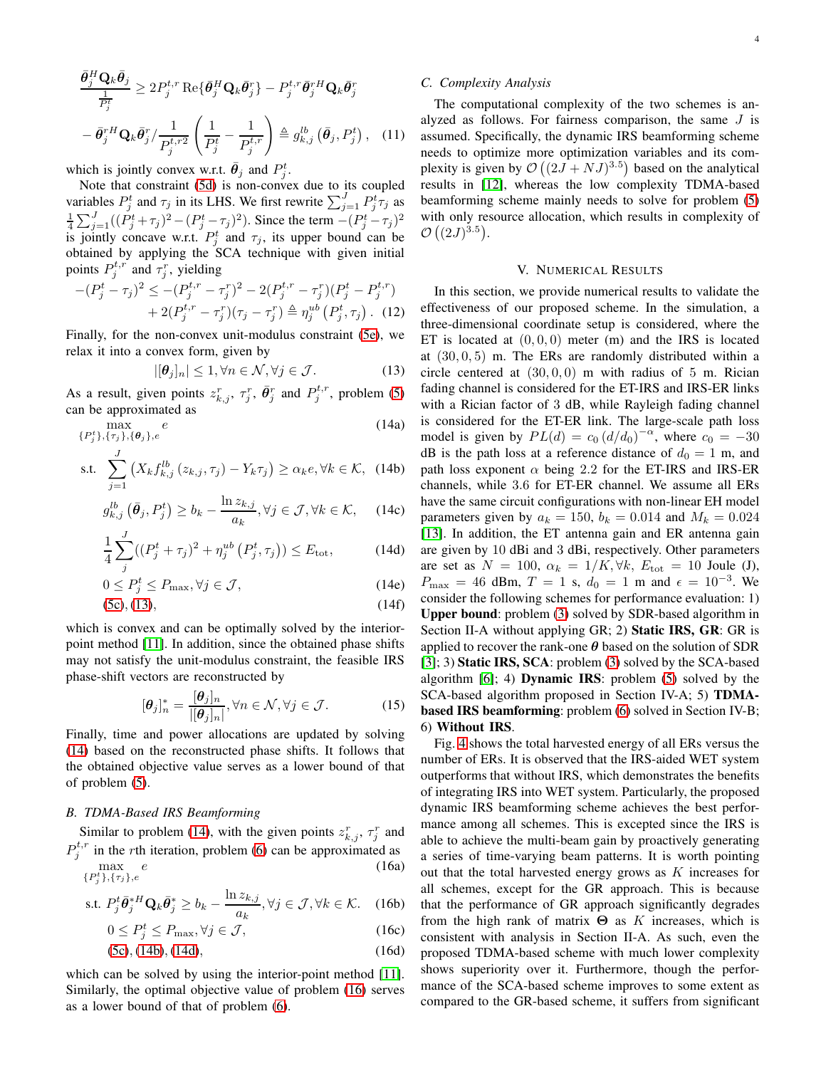$$\frac{\bar{\boldsymbol{\theta}}_j^H \mathbf{Q}_k \bar{\boldsymbol{\theta}}_j}{\frac{1}{P_j^t}} \geq 2P_j^{t,r} \operatorname{Re}\{\bar{\boldsymbol{\theta}}_j^H \mathbf{Q}_k \bar{\boldsymbol{\theta}}_j^r\} - P_j^{t,r} \bar{\boldsymbol{\theta}}_j^{rH} \mathbf{Q}_k \bar{\boldsymbol{\theta}}_j^r$$

$$- \bar{\boldsymbol{\theta}}_j^{rH} \mathbf{Q}_k \bar{\boldsymbol{\theta}}_j^r / \frac{1}{P_j^{t,r2}} \left( \frac{1}{P_j^t} - \frac{1}{P_j^{t,r}} \right) \triangleq g_{k,j}^{lb}\left(\bar{\boldsymbol{\theta}}_j, P_j^t\right), \quad (11)$$

which is jointly convex w.r.t. $\bar{\boldsymbol{\theta}}_j$ and $P_j^t$.

Note that constraint (5d) is non-convex due to its coupled variables $P_j^t$ and $\tau_j$ in its LHS. We first rewrite $\sum_{j=1}^J P_j^t \tau_j$ as $\frac{1}{4}\sum_{j=1}^J ((P_j^t + \tau_j)^2 - (P_j^t - \tau_j)^2)$. Since the term $-(P_j^t - \tau_j)^2$ is jointly concave w.r.t. $P_j^t$ and $\tau_j$, its upper bound can be obtained by applying the SCA technique with given initial points $P_j^{t,r}$ and $\tau_j^r$, yielding

$$-(P_j^t - \tau_j)^2 \leq -(P_j^{t,r} - \tau_j^r)^2 - 2(P_j^{t,r} - \tau_j^r)(P_j^t - P_j^{t,r})$$
$$+ 2(P_j^{t,r} - \tau_j^r)(\tau_j - \tau_j^r) \triangleq \eta_j^{ub}\left(P_j^t, \tau_j\right). \quad (12)$$

Finally, for the non-convex unit-modulus constraint (5e), we relax it into a convex form, given by

$$|[\boldsymbol{\theta}_j]_n| \leq 1, \forall n \in \mathcal{N}, \forall j \in \mathcal{J}. \quad (13)$$

As a result, given points $z_{k,j}^r$, $\tau_j^r$, $\bar{\boldsymbol{\theta}}_j^r$ and $P_j^{t,r}$, problem (5) can be approximated as

$$\max_{\{P_j^t\}, \{\tau_j\}, \{\boldsymbol{\theta}_j\}, e} \quad e \quad (14a)$$

$$\text{s.t.} \quad \sum_{j=1}^J \left( X_k f_{k,j}^{lb}\left(z_{k,j}, \tau_j\right) - Y_k \tau_j \right) \geq \alpha_k e, \forall k \in \mathcal{K}, \quad (14b)$$

$$g_{k,j}^{lb}\left(\bar{\boldsymbol{\theta}}_j, P_j^t\right) \geq b_k - \frac{\ln z_{k,j}}{a_k}, \forall j \in \mathcal{J}, \forall k \in \mathcal{K}, \quad (14c)$$

$$\frac{1}{4}\sum_j^J ((P_j^t + \tau_j)^2 + \eta_j^{ub}\left(P_j^t, \tau_j\right)) \leq E_{\text{tot}}, \quad (14d)$$

$$0 \leq P_j^t \leq P_{\max}, \forall j \in \mathcal{J}, \quad (14e)$$

$$(5c), (13), \quad (14f)$$

which is convex and can be optimally solved by the interior-point method [11]. In addition, since the obtained phase shifts may not satisfy the unit-modulus constraint, the feasible IRS phase-shift vectors are reconstructed by

$$[\boldsymbol{\theta}_j]_n^* = \frac{[\boldsymbol{\theta}_j]_n}{|[\boldsymbol{\theta}_j]_n|}, \forall n \in \mathcal{N}, \forall j \in \mathcal{J}. \quad (15)$$

Finally, time and power allocations are updated by solving (14) based on the reconstructed phase shifts. It follows that the obtained objective value serves as a lower bound of that of problem (5).

### B. TDMA-Based IRS Beamforming

Similar to problem (14), with the given points $z_{k,j}^r$, $\tau_j^r$ and $P_j^{t,r}$ in the $r$th iteration, problem (6) can be approximated as

$$\max_{\{P_j^t\}, \{\tau_j\}, e} \quad e \quad (16a)$$

$$\text{s.t.} \quad P_j^t \bar{\boldsymbol{\theta}}_j^{*H} \mathbf{Q}_k \bar{\boldsymbol{\theta}}_j^* \geq b_k - \frac{\ln z_{k,j}}{a_k}, \forall j \in \mathcal{J}, \forall k \in \mathcal{K}. \quad (16b)$$

$$0 \leq P_j^t \leq P_{\max}, \forall j \in \mathcal{J}, \quad (16c)$$

$$(5c), (14b), (14d), \quad (16d)$$

which can be solved by using the interior-point method [11]. Similarly, the optimal objective value of problem (16) serves as a lower bound of that of problem (6).

### C. Complexity Analysis

The computational complexity of the two schemes is analyzed as follows. For fairness comparison, the same $J$ is assumed. Specifically, the dynamic IRS beamforming scheme needs to optimize more optimization variables and its complexity is given by $\mathcal{O}\left((2J+NJ)^{3.5}\right)$ based on the analytical results in [12], whereas the low complexity TDMA-based beamforming scheme mainly needs to solve for problem (5) with only resource allocation, which results in complexity of $\mathcal{O}\left((2J)^{3.5}\right)$.

## V. Numerical Results

In this section, we provide numerical results to validate the effectiveness of our proposed scheme. In the simulation, a three-dimensional coordinate setup is considered, where the ET is located at $(0, 0, 0)$ meter (m) and the IRS is located at $(30, 0, 5)$ m. The ERs are randomly distributed within a circle centered at $(30, 0, 0)$ m with radius of 5 m. Rician fading channel is considered for the ET-IRS and IRS-ER links with a Rician factor of 3 dB, while Rayleigh fading channel is considered for the ET-ER link. The large-scale path loss model is given by $PL(d) = c_0 \left(d/d_0\right)^{-\alpha}$, where $c_0 = -30$ dB is the path loss at a reference distance of $d_0 = 1$ m, and path loss exponent $\alpha$ being 2.2 for the ET-IRS and IRS-ER channels, while 3.6 for ET-ER channel. We assume all ERs have the same circuit configurations with non-linear EH model parameters given by $a_k = 150$, $b_k = 0.014$ and $M_k = 0.024$ [13]. In addition, the ET antenna gain and ER antenna gain are given by 10 dBi and 3 dBi, respectively. Other parameters are set as $N = 100$, $\alpha_k = 1/K, \forall k$, $E_{\text{tot}} = 10$ Joule (J), $P_{\max} = 46$ dBm, $T = 1$ s, $d_0 = 1$ m and $\epsilon = 10^{-3}$. We consider the following schemes for performance evaluation: 1) **Upper bound**: problem (3) solved by SDR-based algorithm in Section II-A without applying GR; 2) **Static IRS, GR**: GR is applied to recover the rank-one $\boldsymbol{\theta}$ based on the solution of SDR [3]; 3) **Static IRS, SCA**: problem (3) solved by the SCA-based algorithm [6]; 4) **Dynamic IRS**: problem (5) solved by the SCA-based algorithm proposed in Section IV-A; 5) **TDMA-based IRS beamforming**: problem (6) solved in Section IV-B; 6) **Without IRS**.

Fig. 4 shows the total harvested energy of all ERs versus the number of ERs. It is observed that the IRS-aided WET system outperforms that without IRS, which demonstrates the benefits of integrating IRS into WET system. Particularly, the proposed dynamic IRS beamforming scheme achieves the best performance among all schemes. This is excepted since the IRS is able to achieve the multi-beam gain by proactively generating a series of time-varying beam patterns. It is worth pointing out that the total harvested energy grows as $K$ increases for all schemes, except for the GR approach. This is because that the performance of GR approach significantly degrades from the high rank of matrix $\mathbf{\Theta}$ as $K$ increases, which is consistent with analysis in Section II-A. As such, even the proposed TDMA-based scheme with much lower complexity shows superiority over it. Furthermore, though the performance of the SCA-based scheme improves to some extent as compared to the GR-based scheme, it suffers from significant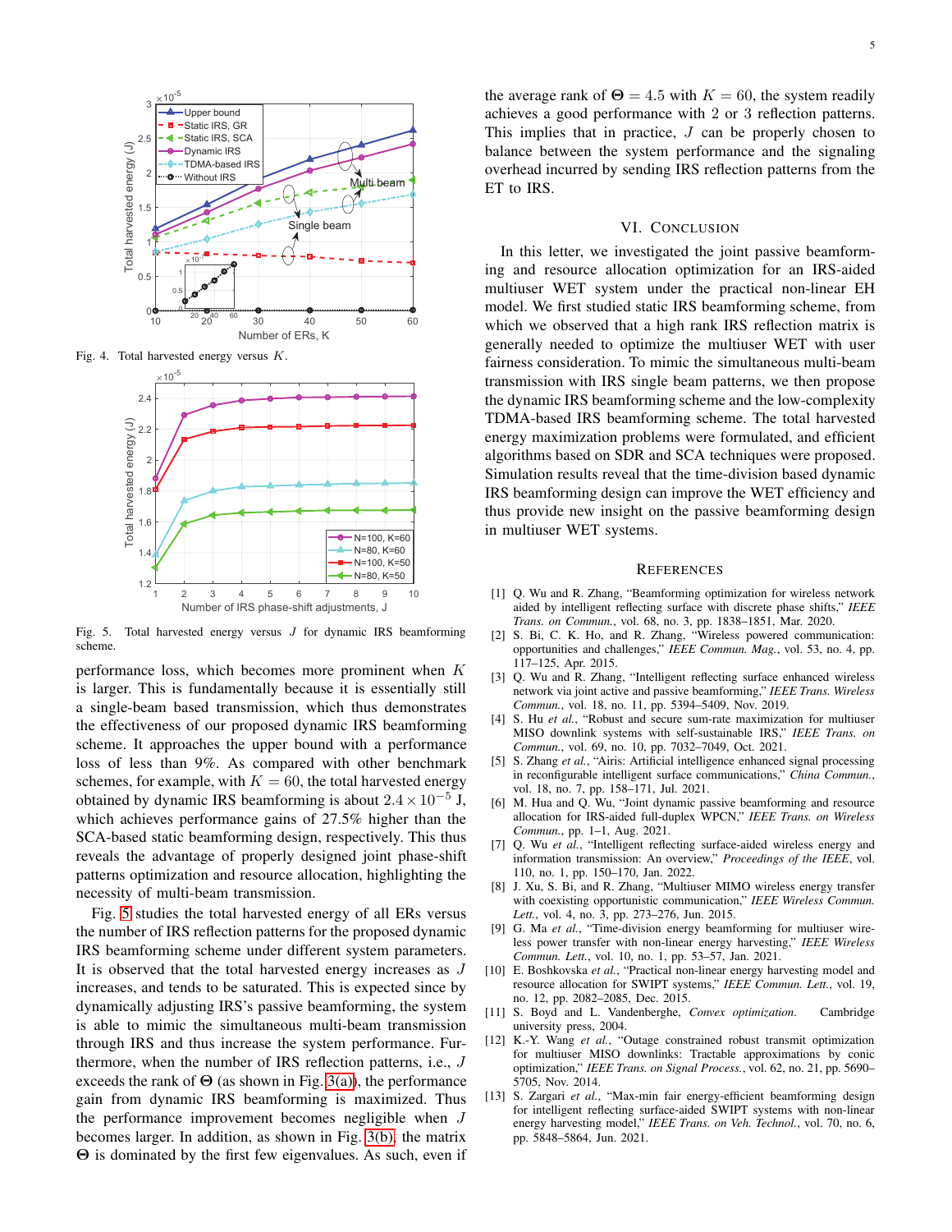×10^-5
3
2.5
2
1.5
1
0.5
0
Total harvested energy (J)
Upper bound
Static IRS, GR
Static IRS, SCA
Dynamic IRS
TDMA-based IRS
Without IRS
Multi beam
Single beam
×10^-7
1
0.5
0
20
40
60
10
20
30
40
50
60
Number of ERs, K

Fig. 4. Total harvested energy versus $K$.

×10^-5
2.4
2.2
2
1.8
1.6
1.4
1.2
Total harvested energy (J)
N=100, K=60
N=80, K=60
N=100, K=50
N=80, K=50
1
2
3
4
5
6
7
8
9
10
Number of IRS phase-shift adjustments, J

Fig. 5. Total harvested energy versus $J$ for dynamic IRS beamforming scheme.

performance loss, which becomes more prominent when $K$ is larger. This is fundamentally because it is essentially still a single-beam based transmission, which thus demonstrates the effectiveness of our proposed dynamic IRS beamforming scheme. It approaches the upper bound with a performance loss of less than 9%. As compared with other benchmark schemes, for example, with $K = 60$, the total harvested energy obtained by dynamic IRS beamforming is about $2.4 \times 10^{-5}$ J, which achieves performance gains of 27.5% higher than the SCA-based static beamforming design, respectively. This thus reveals the advantage of properly designed joint phase-shift patterns optimization and resource allocation, highlighting the necessity of multi-beam transmission.

Fig. 5 studies the total harvested energy of all ERs versus the number of IRS reflection patterns for the proposed dynamic IRS beamforming scheme under different system parameters. It is observed that the total harvested energy increases as $J$ increases, and tends to be saturated. This is expected since by dynamically adjusting IRS's passive beamforming, the system is able to mimic the simultaneous multi-beam transmission through IRS and thus increase the system performance. Furthermore, when the number of IRS reflection patterns, i.e., $J$ exceeds the rank of $\mathbf{\Theta}$ (as shown in Fig. 3(a)), the performance gain from dynamic IRS beamforming is maximized. Thus the performance improvement becomes negligible when $J$ becomes larger. In addition, as shown in Fig. 3(b), the matrix $\mathbf{\Theta}$ is dominated by the first few eigenvalues. As such, even if the average rank of $\mathbf{\Theta} = 4.5$ with $K = 60$, the system readily achieves a good performance with 2 or 3 reflection patterns. This implies that in practice, $J$ can be properly chosen to balance between the system performance and the signaling overhead incurred by sending IRS reflection patterns from the ET to IRS.

## VI. Conclusion

In this letter, we investigated the joint passive beamforming and resource allocation optimization for an IRS-aided multiuser WET system under the practical non-linear EH model. We first studied static IRS beamforming scheme, from which we observed that a high rank IRS reflection matrix is generally needed to optimize the multiuser WET with user fairness consideration. To mimic the simultaneous multi-beam transmission with IRS single beam patterns, we then propose the dynamic IRS beamforming scheme and the low-complexity TDMA-based IRS beamforming scheme. The total harvested energy maximization problems were formulated, and efficient algorithms based on SDR and SCA techniques were proposed. Simulation results reveal that the time-division based dynamic IRS beamforming design can improve the WET efficiency and thus provide new insight on the passive beamforming design in multiuser WET systems.

## References

[1] Q. Wu and R. Zhang, "Beamforming optimization for wireless network aided by intelligent reflecting surface with discrete phase shifts," *IEEE Trans. on Commun.*, vol. 68, no. 3, pp. 1838–1851, Mar. 2020.

[2] S. Bi, C. K. Ho, and R. Zhang, "Wireless powered communication: opportunities and challenges," *IEEE Commun. Mag.*, vol. 53, no. 4, pp. 117–125, Apr. 2015.

[3] Q. Wu and R. Zhang, "Intelligent reflecting surface enhanced wireless network via joint active and passive beamforming," *IEEE Trans. Wireless Commun.*, vol. 18, no. 11, pp. 5394–5409, Nov. 2019.

[4] S. Hu *et al.*, "Robust and secure sum-rate maximization for multiuser MISO downlink systems with self-sustainable IRS," *IEEE Trans. on Commun.*, vol. 69, no. 10, pp. 7032–7049, Oct. 2021.

[5] S. Zhang *et al.*, "Airis: Artificial intelligence enhanced signal processing in reconfigurable intelligent surface communications," *China Commun.*, vol. 18, no. 7, pp. 158–171, Jul. 2021.

[6] M. Hua and Q. Wu, "Joint dynamic passive beamforming and resource allocation for IRS-aided full-duplex WPCN," *IEEE Trans. on Wireless Commun.*, pp. 1–1, Aug. 2021.

[7] Q. Wu *et al.*, "Intelligent reflecting surface-aided wireless energy and information transmission: An overview," *Proceedings of the IEEE*, vol. 110, no. 1, pp. 150–170, Jan. 2022.

[8] J. Xu, S. Bi, and R. Zhang, "Multiuser MIMO wireless energy transfer with coexisting opportunistic communication," *IEEE Wireless Commun. Lett.*, vol. 4, no. 3, pp. 273–276, Jun. 2015.

[9] G. Ma *et al.*, "Time-division energy beamforming for multiuser wireless power transfer with non-linear energy harvesting," *IEEE Wireless Commun. Lett.*, vol. 10, no. 1, pp. 53–57, Jan. 2021.

[10] E. Boshkovska *et al.*, "Practical non-linear energy harvesting model and resource allocation for SWIPT systems," *IEEE Commun. Lett.*, vol. 19, no. 12, pp. 2082–2085, Dec. 2015.

[11] S. Boyd and L. Vandenberghe, *Convex optimization*. Cambridge university press, 2004.

[12] K.-Y. Wang *et al.*, "Outage constrained robust transmit optimization for multiuser MISO downlinks: Tractable approximations by conic optimization," *IEEE Trans. on Signal Process.*, vol. 62, no. 21, pp. 5690–5705, Nov. 2014.

[13] S. Zargari *et al.*, "Max-min fair energy-efficient beamforming design for intelligent reflecting surface-aided SWIPT systems with non-linear energy harvesting model," *IEEE Trans. on Veh. Technol.*, vol. 70, no. 6, pp. 5848–5864, Jun. 2021.